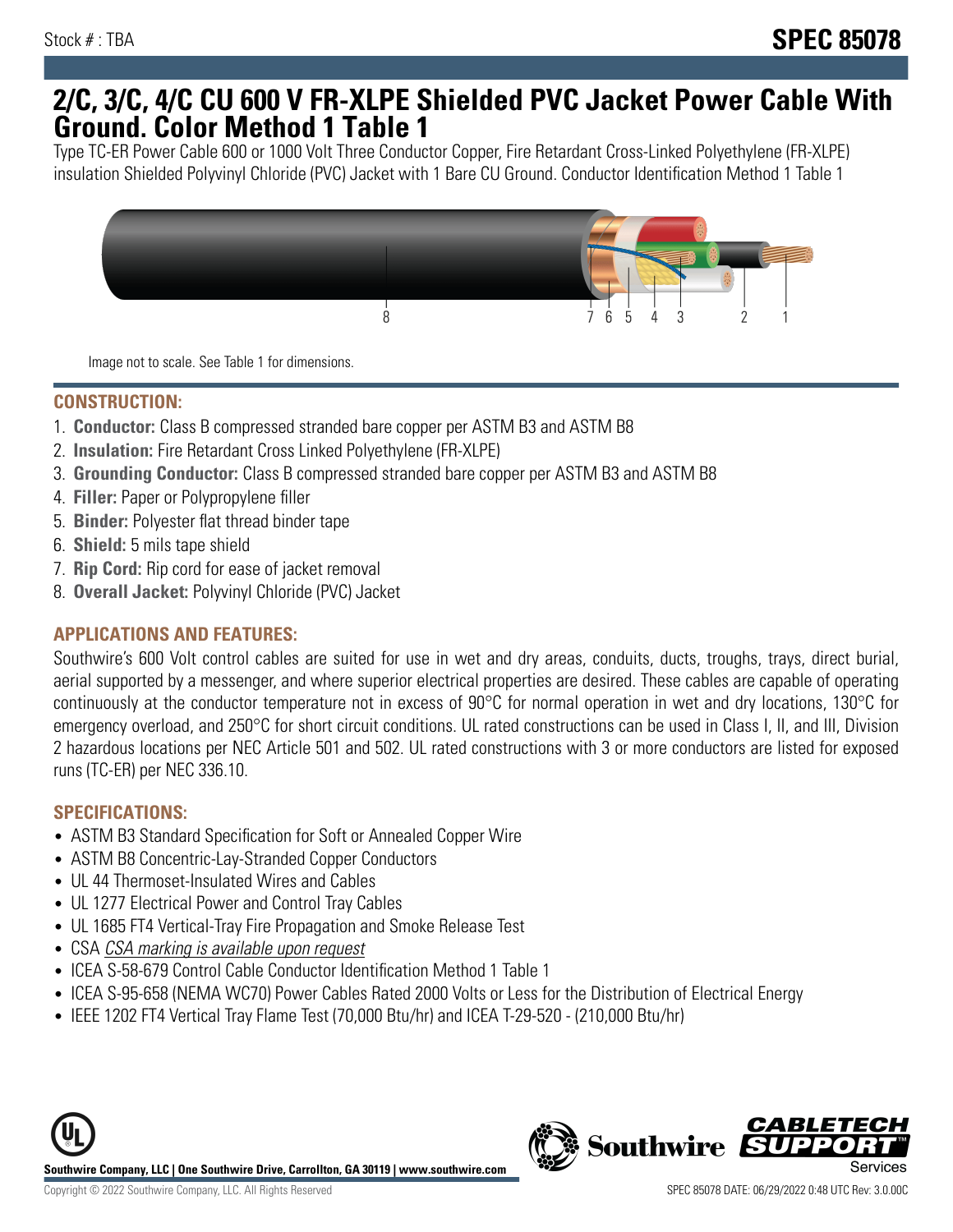Stock # : TBA

# SPEC 85078

# 2/C, 3/C, 4/C CU 600 V FR-XLPE Shielded PVC Jacket Power Cable With Ground. Color Method 1 Table 1

Type TC-ER Power Cable 600 or 1000 Volt Three Conductor Copper, Fire Retardant Cross-Linked Polyethylene (FR-XLPE) insulation Shielded Polyvinyl Chloride (PVC) Jacket with 1 Bare CU Ground. Conductor Identification Method 1 Table 1

Image not to scale. See Table 1 for dimensions.

## CONSTRUCTION:

1. **Conductor:** Class B compressed stranded bare copper per ASTM B3 and ASTM B8
2. **Insulation:** Fire Retardant Cross Linked Polyethylene (FR-XLPE)
3. **Grounding Conductor:** Class B compressed stranded bare copper per ASTM B3 and ASTM B8
4. **Filler:** Paper or Polypropylene filler
5. **Binder:** Polyester flat thread binder tape
6. **Shield:** 5 mils tape shield
7. **Rip Cord:** Rip cord for ease of jacket removal
8. **Overall Jacket:** Polyvinyl Chloride (PVC) Jacket

## APPLICATIONS AND FEATURES:

Southwire's 600 Volt control cables are suited for use in wet and dry areas, conduits, ducts, troughs, trays, direct burial, aerial supported by a messenger, and where superior electrical properties are desired. These cables are capable of operating continuously at the conductor temperature not in excess of 90°C for normal operation in wet and dry locations, 130°C for emergency overload, and 250°C for short circuit conditions. UL rated constructions can be used in Class I, II, and III, Division 2 hazardous locations per NEC Article 501 and 502. UL rated constructions with 3 or more conductors are listed for exposed runs (TC-ER) per NEC 336.10.

## SPECIFICATIONS:

- ASTM B3 Standard Specification for Soft or Annealed Copper Wire
- ASTM B8 Concentric-Lay-Stranded Copper Conductors
- UL 44 Thermoset-Insulated Wires and Cables
- UL 1277 Electrical Power and Control Tray Cables
- UL 1685 FT4 Vertical-Tray Fire Propagation and Smoke Release Test
- CSA *CSA marking is available upon request*
- ICEA S-58-679 Control Cable Conductor Identification Method 1 Table 1
- ICEA S-95-658 (NEMA WC70) Power Cables Rated 2000 Volts or Less for the Distribution of Electrical Energy
- IEEE 1202 FT4 Vertical Tray Flame Test (70,000 Btu/hr) and ICEA T-29-520 - (210,000 Btu/hr)

**Southwire Company, LLC | One Southwire Drive, Carrollton, GA 30119 | www.southwire.com**

Copyright © 2022 Southwire Company, LLC. All Rights Reserved

SPEC 85078 DATE: 06/29/2022 0:48 UTC Rev: 3.0.00C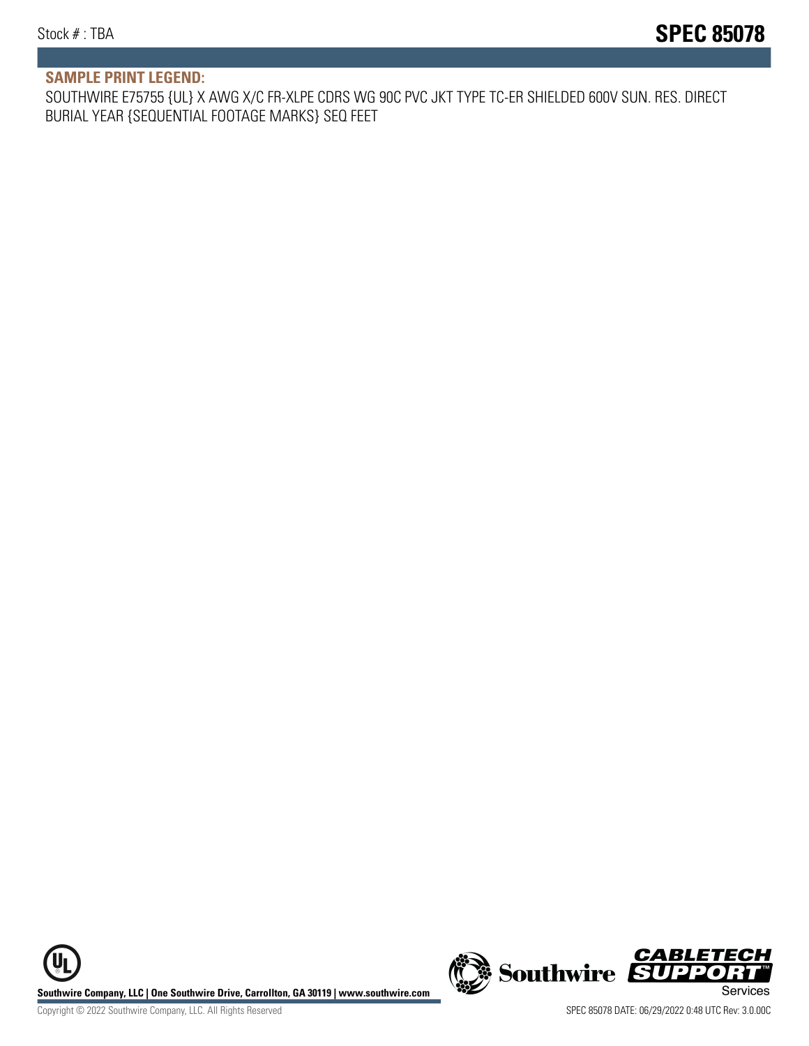## SAMPLE PRINT LEGEND:

SOUTHWIRE E75755 {UL} X AWG X/C FR-XLPE CDRS WG 90C PVC JKT TYPE TC-ER SHIELDED 600V SUN. RES. DIRECT BURIAL YEAR {SEQUENTIAL FOOTAGE MARKS} SEQ FEET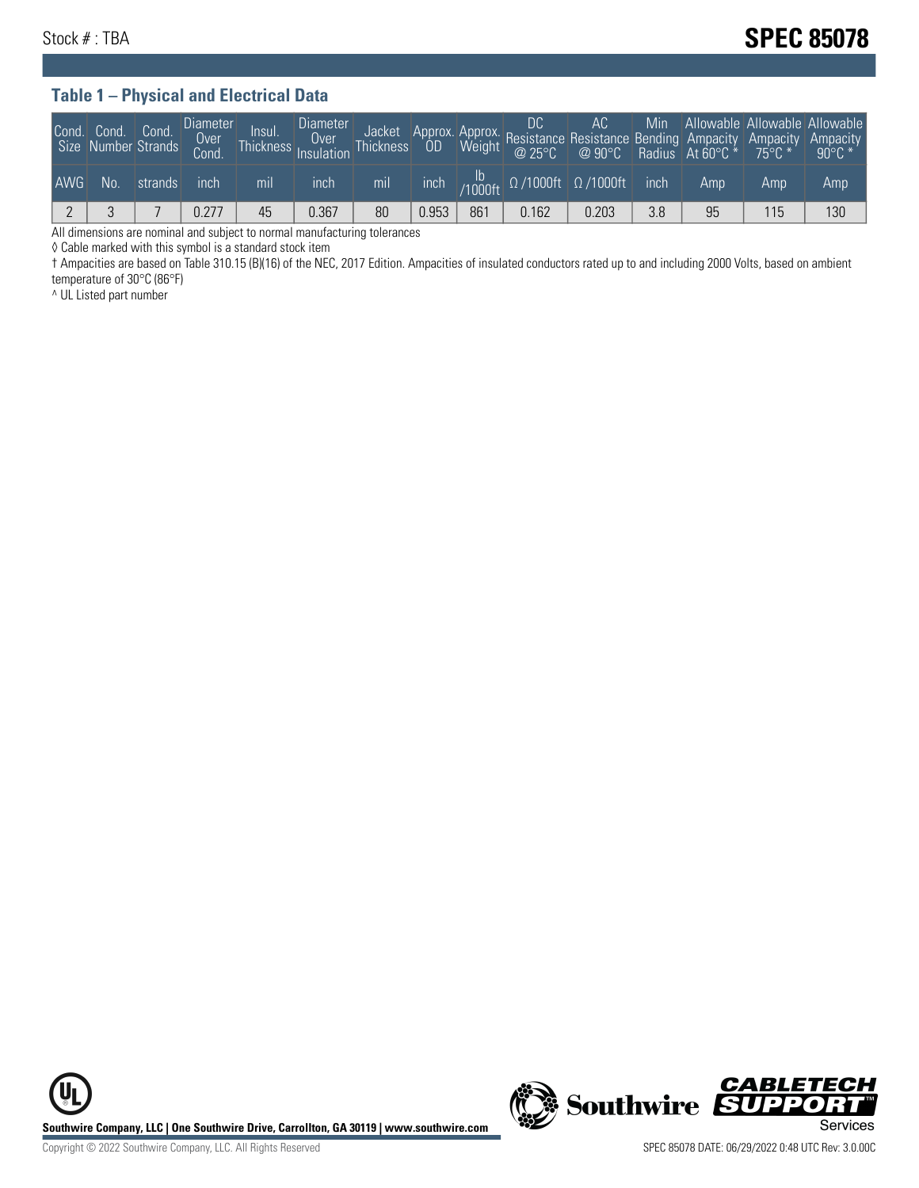## Table 1 – Physical and Electrical Data

| Cond. Size | Cond. Number | Cond. Strands | Diameter Over Cond. | Insul. Thickness | Diameter Over Insulation | Jacket Thickness | Approx. OD | Approx. Weight | DC Resistance @ 25°C | AC Resistance @ 90°C | Min Bending Radius | Allowable Ampacity At 60°C * | Allowable Ampacity 75°C * | Allowable Ampacity 90°C * |
|---|---|---|---|---|---|---|---|---|---|---|---|---|---|---|
| AWG | No. | strands | inch | mil | inch | mil | inch | lb /1000ft | Ω /1000ft | Ω /1000ft | inch | Amp | Amp | Amp |
| 2 | 3 | 7 | 0.277 | 45 | 0.367 | 80 | 0.953 | 861 | 0.162 | 0.203 | 3.8 | 95 | 115 | 130 |

All dimensions are nominal and subject to normal manufacturing tolerances

◊ Cable marked with this symbol is a standard stock item

† Ampacities are based on Table 310.15 (B)(16) of the NEC, 2017 Edition. Ampacities of insulated conductors rated up to and including 2000 Volts, based on ambient temperature of 30°C (86°F)

^ UL Listed part number

**Southwire Company, LLC | One Southwire Drive, Carrollton, GA 30119 | www.southwire.com**

Copyright © 2022 Southwire Company, LLC. All Rights Reserved

SPEC 85078 DATE: 06/29/2022 0:48 UTC Rev: 3.0.00C